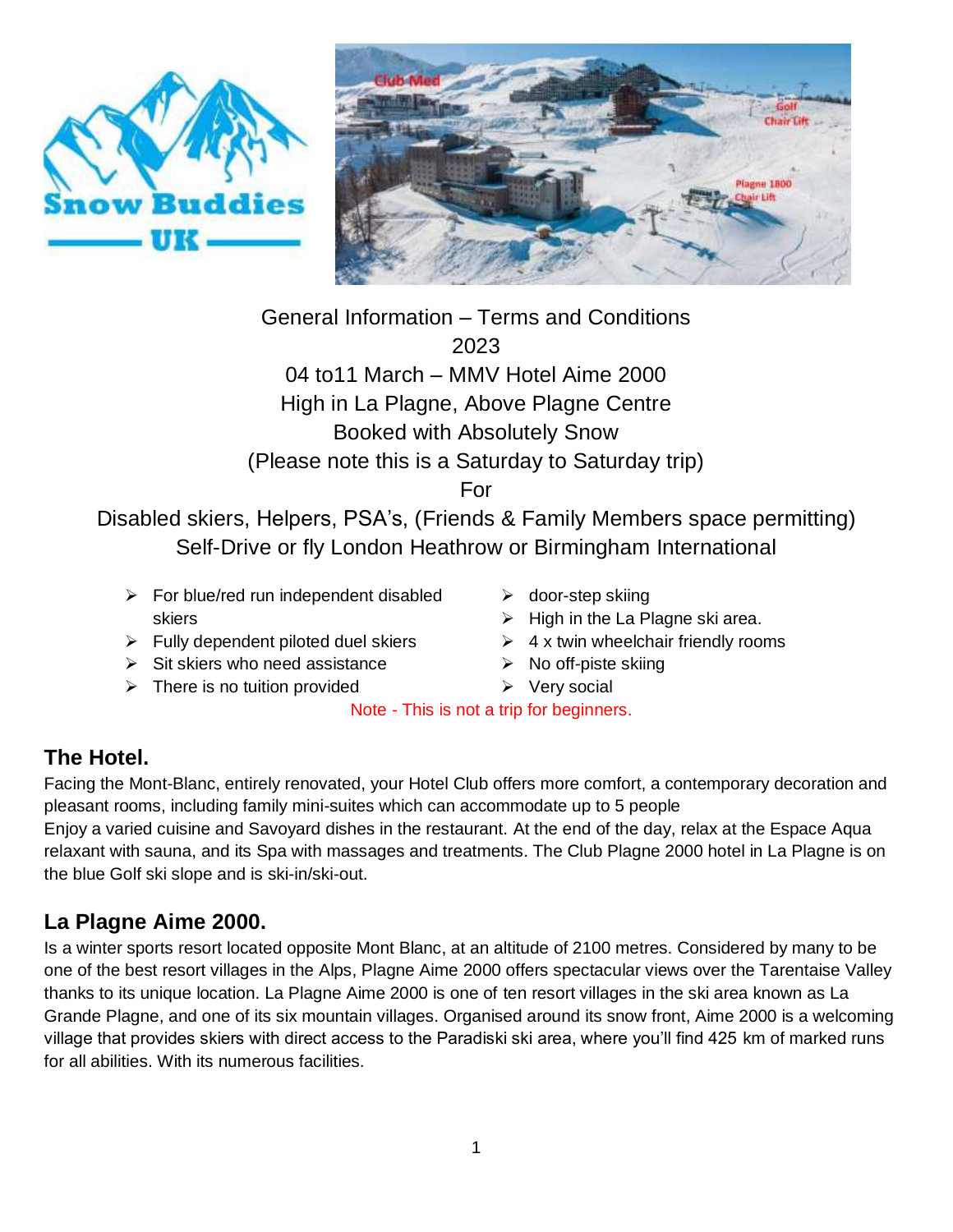General Information – Terms and Conditions
2023
04 to11 March – MMV Hotel Aime 2000
High in La Plagne, Above Plagne Centre
Booked with Absolutely Snow
(Please note this is a Saturday to Saturday trip)
For
Disabled skiers, Helpers, PSA's, (Friends & Family Members space permitting)
Self-Drive or fly London Heathrow or Birmingham International

- For blue/red run independent disabled skiers
- Fully dependent piloted duel skiers
- Sit skiers who need assistance
- There is no tuition provided
- door-step skiing
- High in the La Plagne ski area.
- 4 x twin wheelchair friendly rooms
- No off-piste skiing
- Very social

Note - This is not a trip for beginners.

## The Hotel.

Facing the Mont-Blanc, entirely renovated, your Hotel Club offers more comfort, a contemporary decoration and pleasant rooms, including family mini-suites which can accommodate up to 5 people
Enjoy a varied cuisine and Savoyard dishes in the restaurant. At the end of the day, relax at the Espace Aqua relaxant with sauna, and its Spa with massages and treatments. The Club Plagne 2000 hotel in La Plagne is on the blue Golf ski slope and is ski-in/ski-out.

## La Plagne Aime 2000.

Is a winter sports resort located opposite Mont Blanc, at an altitude of 2100 metres. Considered by many to be one of the best resort villages in the Alps, Plagne Aime 2000 offers spectacular views over the Tarentaise Valley thanks to its unique location. La Plagne Aime 2000 is one of ten resort villages in the ski area known as La Grande Plagne, and one of its six mountain villages. Organised around its snow front, Aime 2000 is a welcoming village that provides skiers with direct access to the Paradiski ski area, where you'll find 425 km of marked runs for all abilities. With its numerous facilities.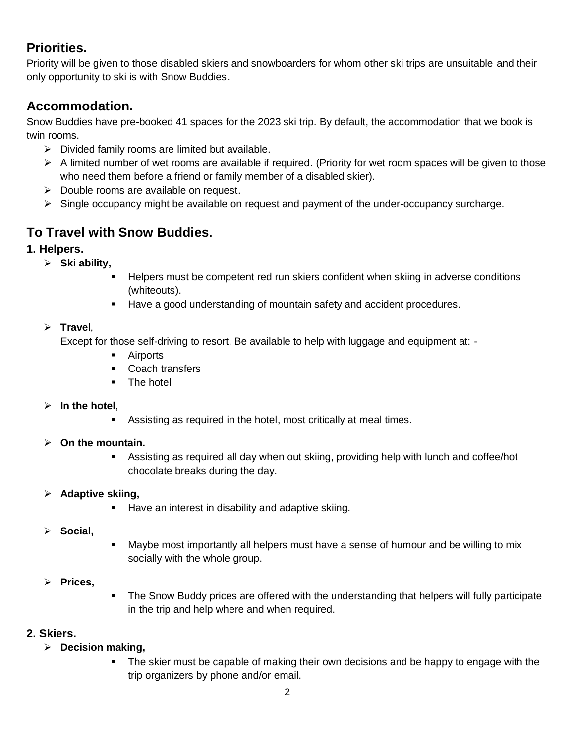## Priorities.

Priority will be given to those disabled skiers and snowboarders for whom other ski trips are unsuitable and their only opportunity to ski is with Snow Buddies.

## Accommodation.

Snow Buddies have pre-booked 41 spaces for the 2023 ski trip. By default, the accommodation that we book is twin rooms.

- Divided family rooms are limited but available.
- A limited number of wet rooms are available if required. (Priority for wet room spaces will be given to those who need them before a friend or family member of a disabled skier).
- Double rooms are available on request.
- Single occupancy might be available on request and payment of the under-occupancy surcharge.

## To Travel with Snow Buddies.

### 1. Helpers.

- **Ski ability,**
  - Helpers must be competent red run skiers confident when skiing in adverse conditions (whiteouts).
  - Have a good understanding of mountain safety and accident procedures.
- **Travel**,

  Except for those self-driving to resort. Be available to help with luggage and equipment at: -
  - Airports
  - Coach transfers
  - The hotel
- **In the hotel**,
  - Assisting as required in the hotel, most critically at meal times.
- **On the mountain.**
  - Assisting as required all day when out skiing, providing help with lunch and coffee/hot chocolate breaks during the day.
- **Adaptive skiing,**
  - Have an interest in disability and adaptive skiing.
- **Social,**
  - Maybe most importantly all helpers must have a sense of humour and be willing to mix socially with the whole group.
- **Prices,**
  - The Snow Buddy prices are offered with the understanding that helpers will fully participate in the trip and help where and when required.

### 2. Skiers.

- **Decision making,**
  - The skier must be capable of making their own decisions and be happy to engage with the trip organizers by phone and/or email.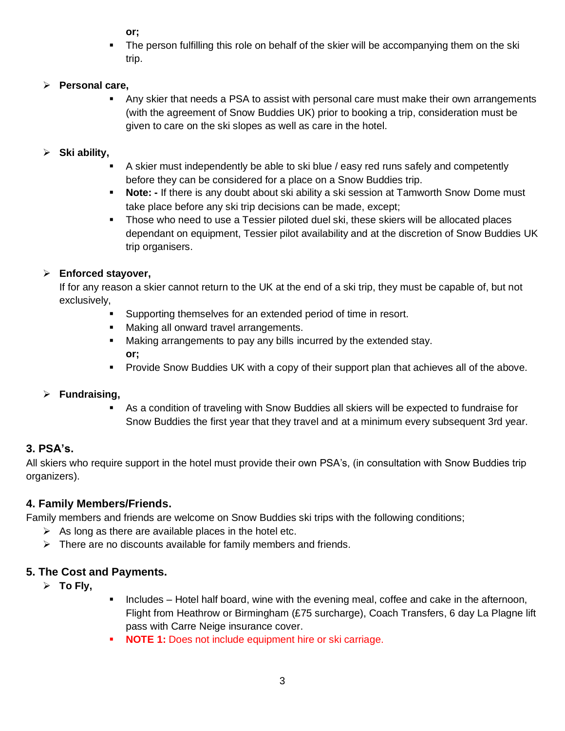**or;**

- The person fulfilling this role on behalf of the skier will be accompanying them on the ski trip.

- **Personal care,**
  - Any skier that needs a PSA to assist with personal care must make their own arrangements (with the agreement of Snow Buddies UK) prior to booking a trip, consideration must be given to care on the ski slopes as well as care in the hotel.

- **Ski ability,**
  - A skier must independently be able to ski blue / easy red runs safely and competently before they can be considered for a place on a Snow Buddies trip.
  - **Note: -** If there is any doubt about ski ability a ski session at Tamworth Snow Dome must take place before any ski trip decisions can be made, except;
  - Those who need to use a Tessier piloted duel ski, these skiers will be allocated places dependant on equipment, Tessier pilot availability and at the discretion of Snow Buddies UK trip organisers.

- **Enforced stayover,**

  If for any reason a skier cannot return to the UK at the end of a ski trip, they must be capable of, but not exclusively,
  - Supporting themselves for an extended period of time in resort.
  - Making all onward travel arrangements.
  - Making arrangements to pay any bills incurred by the extended stay.

    **or;**
  - Provide Snow Buddies UK with a copy of their support plan that achieves all of the above.

- **Fundraising,**
  - As a condition of traveling with Snow Buddies all skiers will be expected to fundraise for Snow Buddies the first year that they travel and at a minimum every subsequent 3rd year.

### 3. PSA's.

All skiers who require support in the hotel must provide their own PSA's, (in consultation with Snow Buddies trip organizers).

### 4. Family Members/Friends.

Family members and friends are welcome on Snow Buddies ski trips with the following conditions;

- As long as there are available places in the hotel etc.
- There are no discounts available for family members and friends.

### 5. The Cost and Payments.

- **To Fly,**
  - Includes – Hotel half board, wine with the evening meal, coffee and cake in the afternoon, Flight from Heathrow or Birmingham (£75 surcharge), Coach Transfers, 6 day La Plagne lift pass with Carre Neige insurance cover.
  - **NOTE 1:** Does not include equipment hire or ski carriage.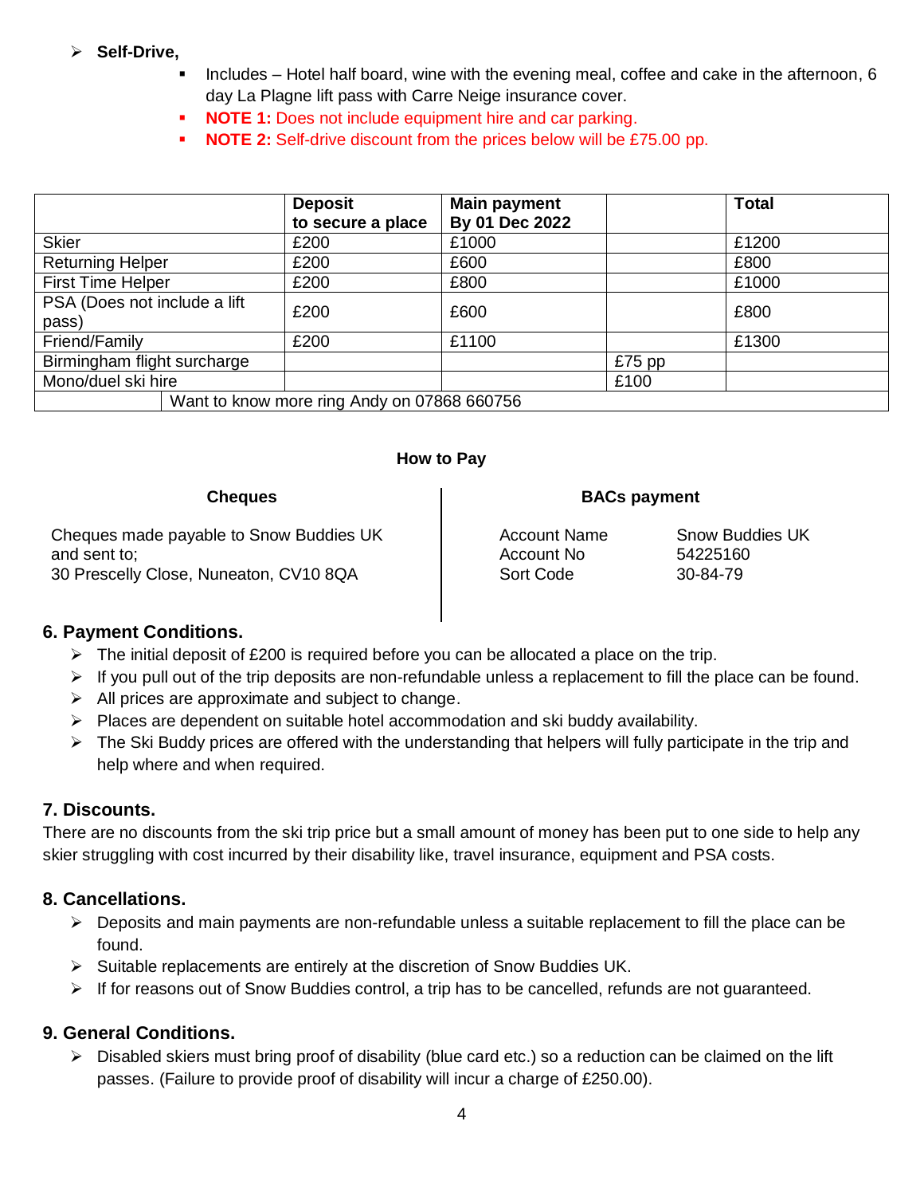- **Self-Drive,**
    - Includes – Hotel half board, wine with the evening meal, coffee and cake in the afternoon, 6 day La Plagne lift pass with Carre Neige insurance cover.
    - **NOTE 1:** Does not include equipment hire and car parking.
    - **NOTE 2:** Self-drive discount from the prices below will be £75.00 pp.

| | Deposit to secure a place | Main payment By 01 Dec 2022 | | Total |
|---|---|---|---|---|
| Skier | £200 | £1000 | | £1200 |
| Returning Helper | £200 | £600 | | £800 |
| First Time Helper | £200 | £800 | | £1000 |
| PSA (Does not include a lift pass) | £200 | £600 | | £800 |
| Friend/Family | £200 | £1100 | | £1300 |
| Birmingham flight surcharge | | | £75 pp | |
| Mono/duel ski hire | | | £100 | |
| Want to know more ring Andy on 07868 660756 | | | | |

**How to Pay**

**Cheques**

Cheques made payable to Snow Buddies UK and sent to;
30 Prescely Close, Nuneaton, CV10 8QA

**BACs payment**

| | |
|---|---|
| Account Name | Snow Buddies UK |
| Account No | 54225160 |
| Sort Code | 30-84-79 |

## 6. Payment Conditions.

- The initial deposit of £200 is required before you can be allocated a place on the trip.
- If you pull out of the trip deposits are non-refundable unless a replacement to fill the place can be found.
- All prices are approximate and subject to change.
- Places are dependent on suitable hotel accommodation and ski buddy availability.
- The Ski Buddy prices are offered with the understanding that helpers will fully participate in the trip and help where and when required.

## 7. Discounts.

There are no discounts from the ski trip price but a small amount of money has been put to one side to help any skier struggling with cost incurred by their disability like, travel insurance, equipment and PSA costs.

## 8. Cancellations.

- Deposits and main payments are non-refundable unless a suitable replacement to fill the place can be found.
- Suitable replacements are entirely at the discretion of Snow Buddies UK.
- If for reasons out of Snow Buddies control, a trip has to be cancelled, refunds are not guaranteed.

## 9. General Conditions.

- Disabled skiers must bring proof of disability (blue card etc.) so a reduction can be claimed on the lift passes. (Failure to provide proof of disability will incur a charge of £250.00).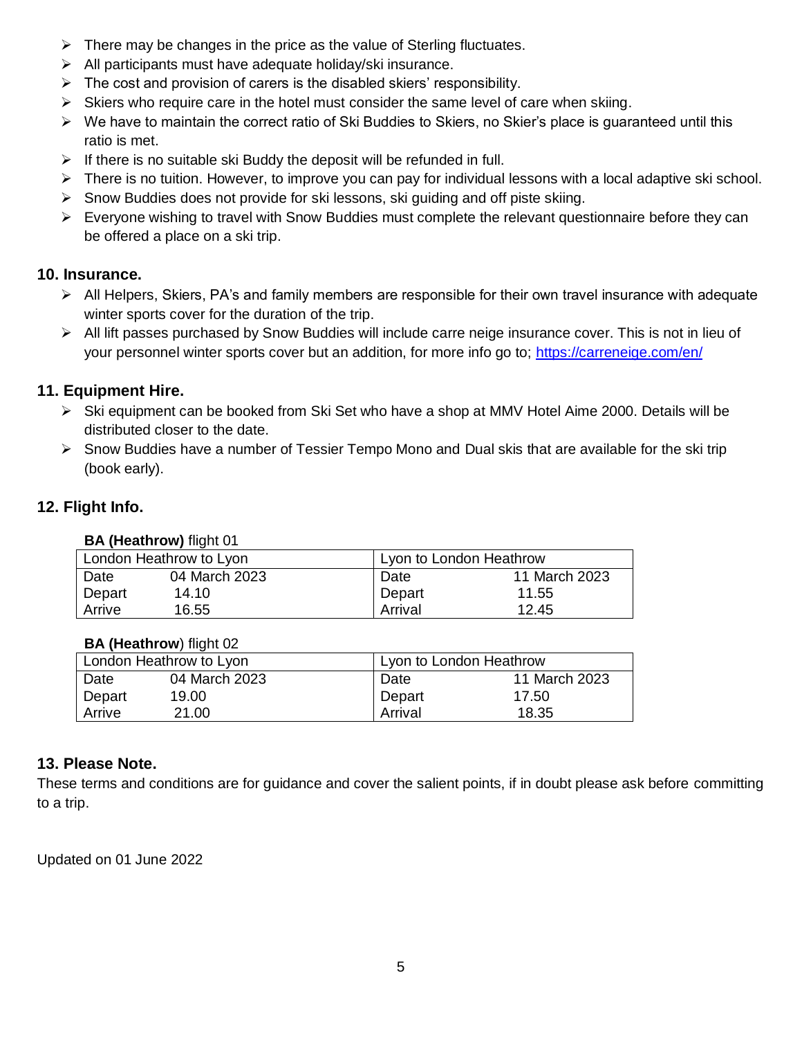- There may be changes in the price as the value of Sterling fluctuates.
- All participants must have adequate holiday/ski insurance.
- The cost and provision of carers is the disabled skiers' responsibility.
- Skiers who require care in the hotel must consider the same level of care when skiing.
- We have to maintain the correct ratio of Ski Buddies to Skiers, no Skier's place is guaranteed until this ratio is met.
- If there is no suitable ski Buddy the deposit will be refunded in full.
- There is no tuition. However, to improve you can pay for individual lessons with a local adaptive ski school.
- Snow Buddies does not provide for ski lessons, ski guiding and off piste skiing.
- Everyone wishing to travel with Snow Buddies must complete the relevant questionnaire before they can be offered a place on a ski trip.

## 10. Insurance.

- All Helpers, Skiers, PA's and family members are responsible for their own travel insurance with adequate winter sports cover for the duration of the trip.
- All lift passes purchased by Snow Buddies will include carre neige insurance cover. This is not in lieu of your personnel winter sports cover but an addition, for more info go to; https://carreneige.com/en/

## 11. Equipment Hire.

- Ski equipment can be booked from Ski Set who have a shop at MMV Hotel Aime 2000. Details will be distributed closer to the date.
- Snow Buddies have a number of Tessier Tempo Mono and Dual skis that are available for the ski trip (book early).

## 12. Flight Info.

**BA (Heathrow)** flight 01

| London Heathrow to Lyon | | Lyon to London Heathrow | |
|---|---|---|---|
| Date | 04 March 2023 | Date | 11 March 2023 |
| Depart | 14.10 | Depart | 11.55 |
| Arrive | 16.55 | Arrival | 12.45 |

**BA (Heathrow)** flight 02

| London Heathrow to Lyon | | Lyon to London Heathrow | |
|---|---|---|---|
| Date | 04 March 2023 | Date | 11 March 2023 |
| Depart | 19.00 | Depart | 17.50 |
| Arrive | 21.00 | Arrival | 18.35 |

## 13. Please Note.

These terms and conditions are for guidance and cover the salient points, if in doubt please ask before committing to a trip.

Updated on 01 June 2022